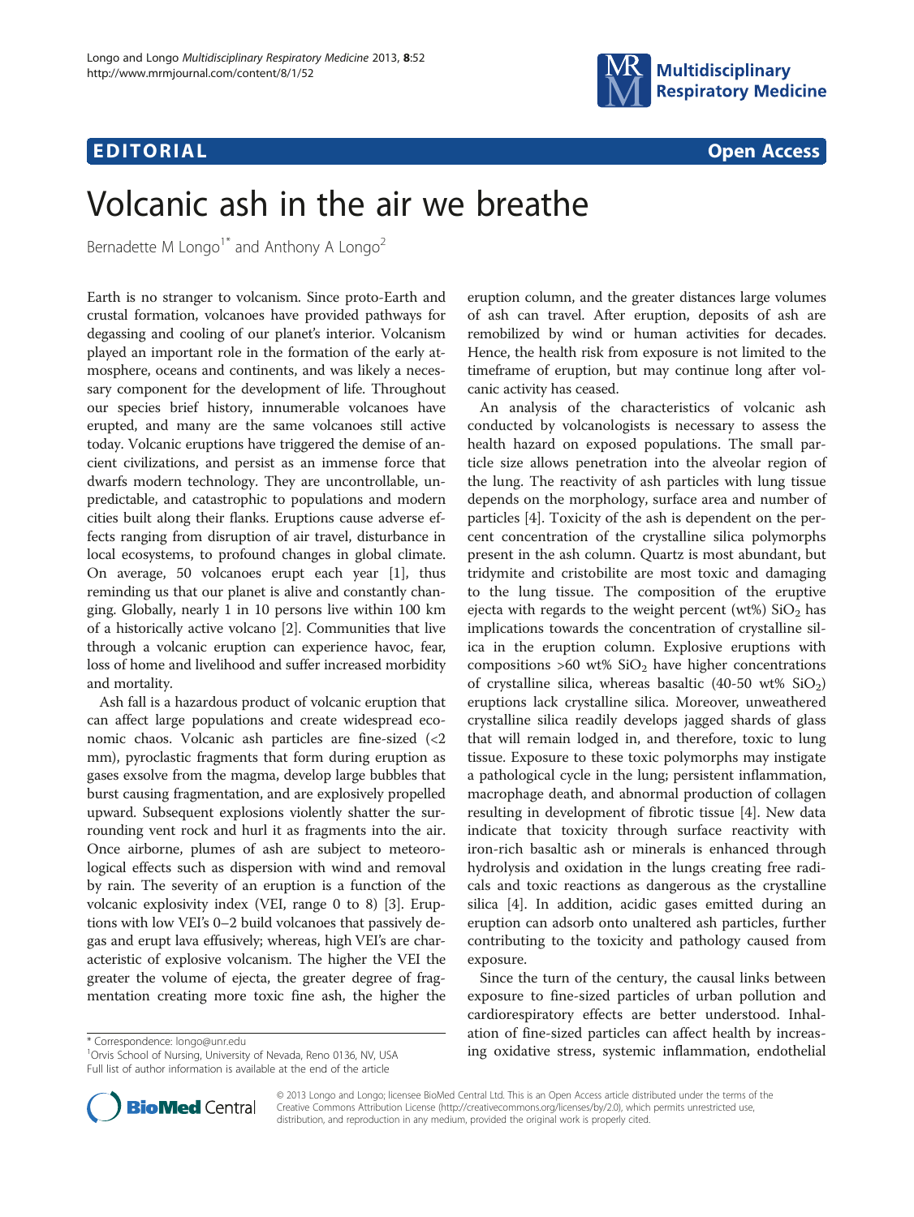**EDITORIAL** **Open Access**

# Volcanic ash in the air we breathe

Bernadette M Longo[1*] and Anthony A Longo[2]

Earth is no stranger to volcanism. Since proto-Earth and crustal formation, volcanoes have provided pathways for degassing and cooling of our planet's interior. Volcanism played an important role in the formation of the early atmosphere, oceans and continents, and was likely a necessary component for the development of life. Throughout our species brief history, innumerable volcanoes have erupted, and many are the same volcanoes still active today. Volcanic eruptions have triggered the demise of ancient civilizations, and persist as an immense force that dwarfs modern technology. They are uncontrollable, unpredictable, and catastrophic to populations and modern cities built along their flanks. Eruptions cause adverse effects ranging from disruption of air travel, disturbance in local ecosystems, to profound changes in global climate. On average, 50 volcanoes erupt each year [1], thus reminding us that our planet is alive and constantly changing. Globally, nearly 1 in 10 persons live within 100 km of a historically active volcano [2]. Communities that live through a volcanic eruption can experience havoc, fear, loss of home and livelihood and suffer increased morbidity and mortality.

Ash fall is a hazardous product of volcanic eruption that can affect large populations and create widespread economic chaos. Volcanic ash particles are fine-sized (<2 mm), pyroclastic fragments that form during eruption as gases exsolve from the magma, develop large bubbles that burst causing fragmentation, and are explosively propelled upward. Subsequent explosions violently shatter the surrounding vent rock and hurl it as fragments into the air. Once airborne, plumes of ash are subject to meteorological effects such as dispersion with wind and removal by rain. The severity of an eruption is a function of the volcanic explosivity index (VEI, range 0 to 8) [3]. Eruptions with low VEI's 0–2 build volcanoes that passively degas and erupt lava effusively; whereas, high VEI's are characteristic of explosive volcanism. The higher the VEI the greater the volume of ejecta, the greater degree of fragmentation creating more toxic fine ash, the higher the eruption column, and the greater distances large volumes of ash can travel. After eruption, deposits of ash are remobilized by wind or human activities for decades. Hence, the health risk from exposure is not limited to the timeframe of eruption, but may continue long after volcanic activity has ceased.

An analysis of the characteristics of volcanic ash conducted by volcanologists is necessary to assess the health hazard on exposed populations. The small particle size allows penetration into the alveolar region of the lung. The reactivity of ash particles with lung tissue depends on the morphology, surface area and number of particles [4]. Toxicity of the ash is dependent on the percent concentration of the crystalline silica polymorphs present in the ash column. Quartz is most abundant, but tridymite and cristobilite are most toxic and damaging to the lung tissue. The composition of the eruptive ejecta with regards to the weight percent (wt%) $SiO_2$ has implications towards the concentration of crystalline silica in the eruption column. Explosive eruptions with compositions >60 wt% $SiO_2$ have higher concentrations of crystalline silica, whereas basaltic (40-50 wt% $SiO_2$) eruptions lack crystalline silica. Moreover, unweathered crystalline silica readily develops jagged shards of glass that will remain lodged in, and therefore, toxic to lung tissue. Exposure to these toxic polymorphs may instigate a pathological cycle in the lung; persistent inflammation, macrophage death, and abnormal production of collagen resulting in development of fibrotic tissue [4]. New data indicate that toxicity through surface reactivity with iron-rich basaltic ash or minerals is enhanced through hydrolysis and oxidation in the lungs creating free radicals and toxic reactions as dangerous as the crystalline silica [4]. In addition, acidic gases emitted during an eruption can adsorb onto unaltered ash particles, further contributing to the toxicity and pathology caused from exposure.

Since the turn of the century, the causal links between exposure to fine-sized particles of urban pollution and cardiorespiratory effects are better understood. Inhalation of fine-sized particles can affect health by increasing oxidative stress, systemic inflammation, endothelial

\* Correspondence: longo@unr.edu
[1]Orvis School of Nursing, University of Nevada, Reno 0136, NV, USA
Full list of author information is available at the end of the article

© 2013 Longo and Longo; licensee BioMed Central Ltd. This is an Open Access article distributed under the terms of the Creative Commons Attribution License (http://creativecommons.org/licenses/by/2.0), which permits unrestricted use, distribution, and reproduction in any medium, provided the original work is properly cited.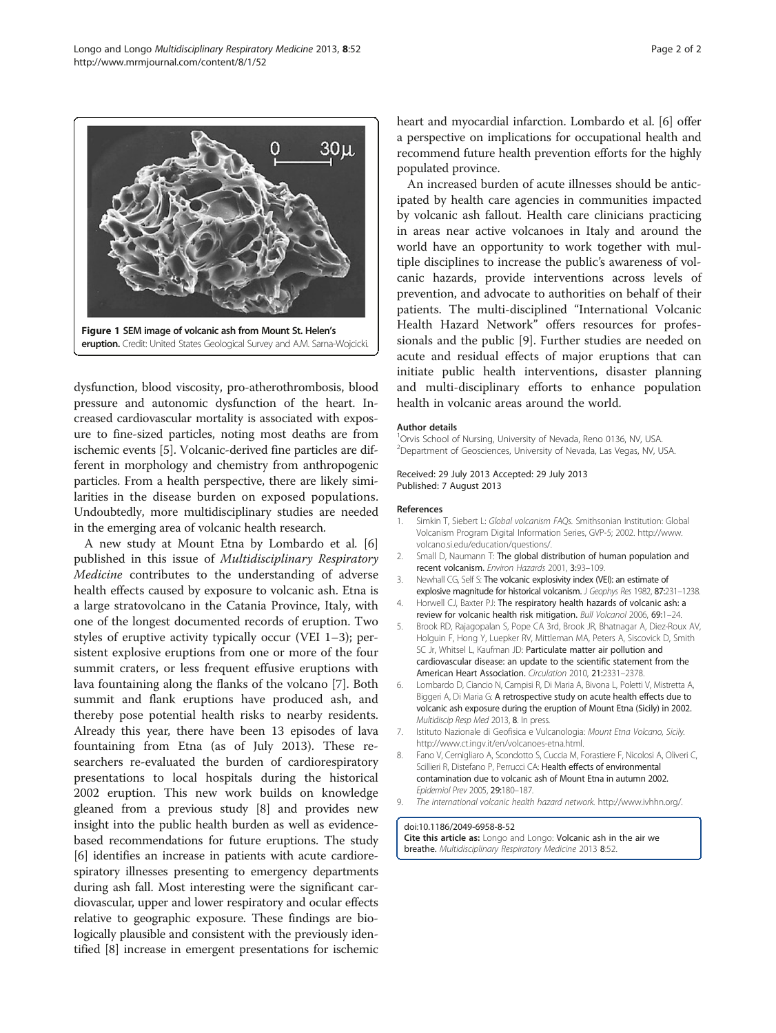Figure 1 SEM image of volcanic ash from Mount St. Helen's eruption. Credit: United States Geological Survey and A.M. Sarna-Wojcicki.

dysfunction, blood viscosity, pro-atherothrombosis, blood pressure and autonomic dysfunction of the heart. Increased cardiovascular mortality is associated with exposure to fine-sized particles, noting most deaths are from ischemic events [5]. Volcanic-derived fine particles are different in morphology and chemistry from anthropogenic particles. From a health perspective, there are likely similarities in the disease burden on exposed populations. Undoubtedly, more multidisciplinary studies are needed in the emerging area of volcanic health research.

A new study at Mount Etna by Lombardo et al. [6] published in this issue of *Multidisciplinary Respiratory Medicine* contributes to the understanding of adverse health effects caused by exposure to volcanic ash. Etna is a large stratovolcano in the Catania Province, Italy, with one of the longest documented records of eruption. Two styles of eruptive activity typically occur (VEI 1–3); persistent explosive eruptions from one or more of the four summit craters, or less frequent effusive eruptions with lava fountaining along the flanks of the volcano [7]. Both summit and flank eruptions have produced ash, and thereby pose potential health risks to nearby residents. Already this year, there have been 13 episodes of lava fountaining from Etna (as of July 2013). These researchers re-evaluated the burden of cardiorespiratory presentations to local hospitals during the historical 2002 eruption. This new work builds on knowledge gleaned from a previous study [8] and provides new insight into the public health burden as well as evidence-based recommendations for future eruptions. The study [6] identifies an increase in patients with acute cardiorespiratory illnesses presenting to emergency departments during ash fall. Most interesting were the significant cardiovascular, upper and lower respiratory and ocular effects relative to geographic exposure. These findings are biologically plausible and consistent with the previously identified [8] increase in emergent presentations for ischemic heart and myocardial infarction. Lombardo et al. [6] offer a perspective on implications for occupational health and recommend future health prevention efforts for the highly populated province.

An increased burden of acute illnesses should be anticipated by health care agencies in communities impacted by volcanic ash fallout. Health care clinicians practicing in areas near active volcanoes in Italy and around the world have an opportunity to work together with multiple disciplines to increase the public's awareness of volcanic hazards, provide interventions across levels of prevention, and advocate to authorities on behalf of their patients. The multi-disciplined "International Volcanic Health Hazard Network" offers resources for professionals and the public [9]. Further studies are needed on acute and residual effects of major eruptions that can initiate public health interventions, disaster planning and multi-disciplinary efforts to enhance population health in volcanic areas around the world.

#### Author details

[1]Orvis School of Nursing, University of Nevada, Reno 0136, NV, USA. [2]Department of Geosciences, University of Nevada, Las Vegas, NV, USA.

Received: 29 July 2013 Accepted: 29 July 2013
Published: 7 August 2013

#### References

1. Simkin T, Siebert L: *Global volcanism FAQs*. Smithsonian Institution: Global Volcanism Program Digital Information Series, GVP-5; 2002. http://www.volcano.si.edu/education/questions/.
2. Small D, Naumann T: **The global distribution of human population and recent volcanism.** *Environ Hazards* 2001, **3:**93–109.
3. Newhall CG, Self S: **The volcanic explosivity index (VEI): an estimate of explosive magnitude for historical volcanism.** *J Geophys Res* 1982, **87:**231–1238.
4. Horwell CJ, Baxter PJ: **The respiratory health hazards of volcanic ash: a review for volcanic health risk mitigation.** *Bull Volcanol* 2006, **69:**1–24.
5. Brook RD, Rajagopalan S, Pope CA 3rd, Brook JR, Bhatnagar A, Diez-Roux AV, Holguin F, Hong Y, Luepker RV, Mittleman MA, Peters A, Siscovick D, Smith SC Jr, Whitsel L, Kaufman JD: **Particulate matter air pollution and cardiovascular disease: an update to the scientific statement from the American Heart Association.** *Circulation* 2010, **21:**2331–2378.
6. Lombardo D, Ciancio N, Campisi R, Di Maria A, Bivona L, Poletti V, Mistretta A, Biggeri A, Di Maria G: **A retrospective study on acute health effects due to volcanic ash exposure during the eruption of Mount Etna (Sicily) in 2002.** *Multidiscip Resp Med* 2013, **8.** In press.
7. Istituto Nazionale di Geofisica e Vulcanologia: *Mount Etna Volcano, Sicily.* http://www.ct.ingv.it/en/volcanoes-etna.html.
8. Fano V, Cernigliaro A, Scondotto S, Cuccia M, Forastiere F, Nicolosi A, Oliveri C, Scillieri R, Distefano P, Perrucci CA: **Health effects of environmental contamination due to volcanic ash of Mount Etna in autumn 2002.** *Epidemiol Prev* 2005, **29:**180–187.
9. *The international volcanic health hazard network.* http://www.ivhhn.org/.

doi:10.1186/2049-6958-8-52
**Cite this article as:** Longo and Longo: **Volcanic ash in the air we breathe.** *Multidisciplinary Respiratory Medicine* 2013 **8**:52.